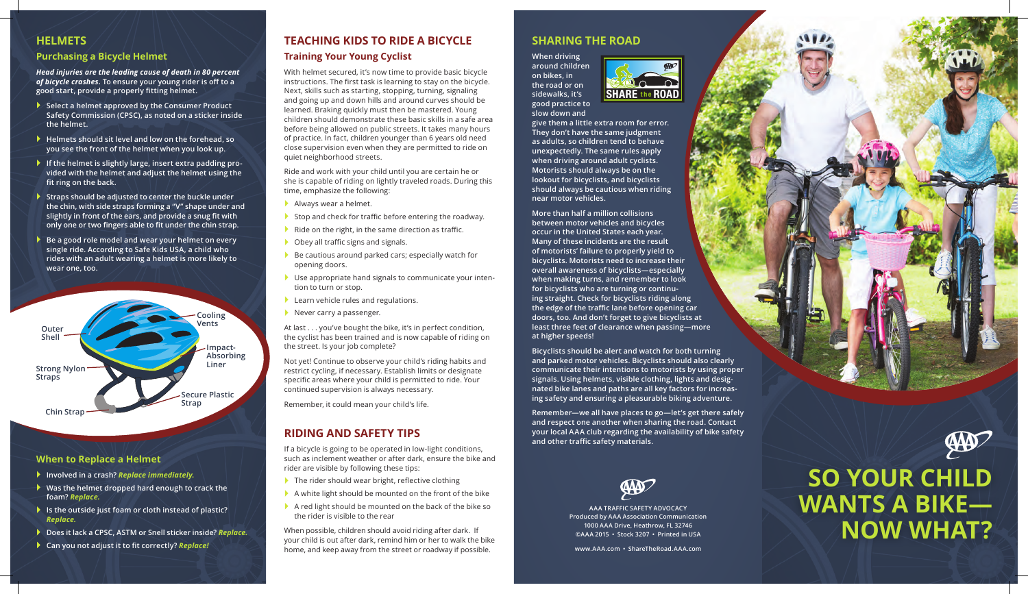## HELMETS

### Purchasing a Bicycle Helmet

***Head injuries are the leading cause of death in 80 percent of bicycle crashes.*** **To ensure your young rider is off to a good start, provide a properly fitting helmet.**

- **Select a helmet approved by the Consumer Product Safety Commission (CPSC), as noted on a sticker inside the helmet.**
- **Helmets should sit level and low on the forehead, so you see the front of the helmet when you look up.**
- **If the helmet is slightly large, insert extra padding provided with the helmet and adjust the helmet using the fit ring on the back.**
- **Straps should be adjusted to center the buckle under the chin, with side straps forming a "V" shape under and slightly in front of the ears, and provide a snug fit with only one or two fingers able to fit under the chin strap.**
- **Be a good role model and wear your helmet on every single ride. According to Safe Kids USA, a child who rides with an adult wearing a helmet is more likely to wear one, too.**

Outer Shell
Cooling Vents
Impact-Absorbing Liner
Strong Nylon Straps
Secure Plastic Strap
Chin Strap

### When to Replace a Helmet

- **Involved in a crash?** ***Replace immediately.***
- **Was the helmet dropped hard enough to crack the foam?** ***Replace.***
- **Is the outside just foam or cloth instead of plastic?** ***Replace.***
- **Does it lack a CPSC, ASTM or Snell sticker inside?** ***Replace.***
- **Can you not adjust it to fit correctly?** ***Replace!***

## TEACHING KIDS TO RIDE A BICYCLE

### Training Your Young Cyclist

With helmet secured, it's now time to provide basic bicycle instructions. The first task is learning to stay on the bicycle. Next, skills such as starting, stopping, turning, signaling and going up and down hills and around curves should be learned. Braking quickly must then be mastered. Young children should demonstrate these basic skills in a safe area before being allowed on public streets. It takes many hours of practice. In fact, children younger than 6 years old need close supervision even when they are permitted to ride on quiet neighborhood streets.

Ride and work with your child until you are certain he or she is capable of riding on lightly traveled roads. During this time, emphasize the following:

- Always wear a helmet.
- Stop and check for traffic before entering the roadway.
- Ride on the right, in the same direction as traffic.
- Obey all traffic signs and signals.
- Be cautious around parked cars; especially watch for opening doors.
- Use appropriate hand signals to communicate your intention to turn or stop.
- Learn vehicle rules and regulations.
- Never carry a passenger.

At last . . . you've bought the bike, it's in perfect condition, the cyclist has been trained and is now capable of riding on the street. Is your job complete?

Not yet! Continue to observe your child's riding habits and restrict cycling, if necessary. Establish limits or designate specific areas where your child is permitted to ride. Your continued supervision is always necessary.

Remember, it could mean your child's life.

## RIDING AND SAFETY TIPS

If a bicycle is going to be operated in low-light conditions, such as inclement weather or after dark, ensure the bike and rider are visible by following these tips:

- The rider should wear bright, reflective clothing
- A white light should be mounted on the front of the bike
- A red light should be mounted on the back of the bike so the rider is visible to the rear

When possible, children should avoid riding after dark. If your child is out after dark, remind him or her to walk the bike home, and keep away from the street or roadway if possible.

## SHARING THE ROAD

SHARE the ROAD

**When driving around children on bikes, in the road or on sidewalks, it's good practice to slow down and give them a little extra room for error. They don't have the same judgment as adults, so children tend to behave unexpectedly. The same rules apply when driving around adult cyclists. Motorists should always be on the lookout for bicyclists, and bicyclists should always be cautious when riding near motor vehicles.**

**More than half a million collisions between motor vehicles and bicycles occur in the United States each year. Many of these incidents are the result of motorists' failure to properly yield to bicyclists. Motorists need to increase their overall awareness of bicyclists—especially when making turns, and remember to look for bicyclists who are turning or continuing straight. Check for bicyclists riding along the edge of the traffic lane before opening car doors, too. And don't forget to give bicyclists at least three feet of clearance when passing—more at higher speeds!**

**Bicyclists should be alert and watch for both turning and parked motor vehicles. Bicyclists should also clearly communicate their intentions to motorists by using proper signals. Using helmets, visible clothing, lights and designated bike lanes and paths are all key factors for increasing safety and ensuring a pleasurable biking adventure.**

**Remember—we all have places to go—let's get there safely and respect one another when sharing the road. Contact your local AAA club regarding the availability of bike safety and other traffic safety materials.**

AAA TRAFFIC SAFETY ADVOCACY
Produced by AAA Association Communication
1000 AAA Drive, Heathrow, FL 32746
©AAA 2015 • Stock 3207 • Printed in USA

www.AAA.com • ShareTheRoad.AAA.com

# SO YOUR CHILD WANTS A BIKE—NOW WHAT?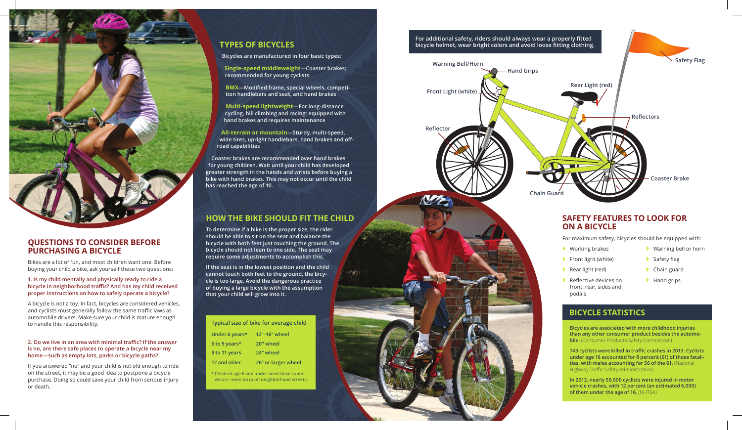## QUESTIONS TO CONSIDER BEFORE PURCHASING A BICYCLE

Bikes are a lot of fun, and most children want one. Before buying your child a bike, ask yourself these two questions:

**1. Is my child mentally and physically ready to ride a bicycle in neighborhood traffic? And has my child received proper instructions on how to safely operate a bicycle?**

A bicycle is not a toy. In fact, bicycles are considered vehicles, and cyclists must generally follow the same traffic laws as automobile drivers. Make sure your child is mature enough to handle this responsibility.

**2. Do we live in an area with minimal traffic? If the answer is no, are there safe places to operate a bicycle near my home—such as empty lots, parks or bicycle paths?**

If you answered "no" and your child is not old enough to ride on the street, it may be a good idea to postpone a bicycle purchase. Doing so could save your child from serious injury or death.

## TYPES OF BICYCLES

Bicycles are manufactured in four basic types:

**Single-speed middleweight**—Coaster brakes; recommended for young cyclists

**BMX**—Modified frame, special wheels, competition handlebars and seat, and hand brakes

**Multi-speed lightweight**—For long-distance cycling, hill climbing and racing; equipped with hand brakes and requires maintenance

**All-terrain or mountain**—Sturdy, multi-speed, wide tires, upright handlebars, hand brakes and off-road capabilities

Coaster brakes are recommended over hand brakes for young children. Wait until your child has developed greater strength in the hands and wrists before buying a bike with hand brakes. This may not occur until the child has reached the age of 10.

## HOW THE BIKE SHOULD FIT THE CHILD

To determine if a bike is the proper size, the rider should be able to sit on the seat and balance the bicycle with both feet just touching the ground. The bicycle should not lean to one side. The seat may require some adjustments to accomplish this.

If the seat is in the lowest position and the child cannot touch both feet to the ground, the bicycle is too large. Avoid the dangerous practice of buying a large bicycle with the assumption that your child will grow into it.

**Typical size of bike for average child**

| | |
|---|---|
| Under 6 years* | 12"–16" wheel |
| 6 to 9 years* | 20" wheel |
| 9 to 11 years | 24" wheel |
| 12 and older | 26" or larger wheel |

\* Children age 6 and under need close supervision—even on quiet neighborhood streets.

For additional safety, riders should always wear a properly fitted bicycle helmet, wear bright colors and avoid loose fitting clothing.

Warning Bell/Horn
Hand Grips
Safety Flag
Rear Light (red)
Front Light (white)
Reflectors
Reflector
Coaster Brake
Chain Guard

## SAFETY FEATURES TO LOOK FOR ON A BICYCLE

For maximum safety, bicycles should be equipped with:

- Working brakes
- Front light (white)
- Rear light (red)
- Reflective devices on front, rear, sides and pedals
- Warning bell or horn
- Safety flag
- Chain guard
- Hand grips

## BICYCLE STATISTICS

**Bicycles are associated with more childhood injuries than any other consumer product besides the automobile.** (Consumer Products Safety Commission)

**743 cyclists were killed in traffic crashes in 2013. Cyclists under age 16 accounted for 8 percent (61) of those fatalities, with males accounting for 56 of the 61.** (National Highway Traffic Safety Administration)

**In 2013, nearly 50,000 cyclists were injured in motor vehicle crashes, with 12 percent (an estimated 6,000) of them under the age of 16.** (NHTSA)